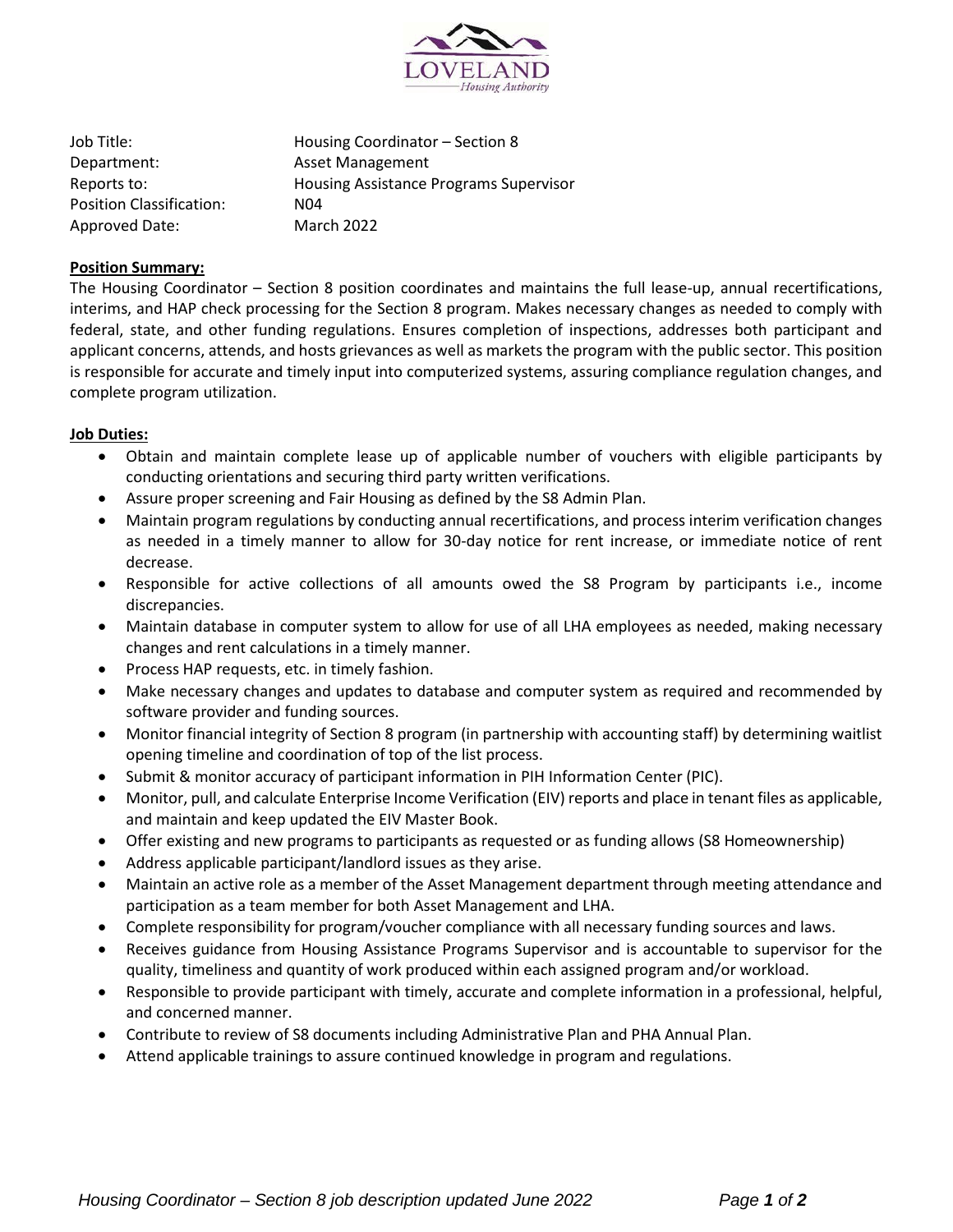| | |
|---|---|
| Job Title: | Housing Coordinator – Section 8 |
| Department: | Asset Management |
| Reports to: | Housing Assistance Programs Supervisor |
| Position Classification: | N04 |
| Approved Date: | March 2022 |

**Position Summary:**

The Housing Coordinator – Section 8 position coordinates and maintains the full lease-up, annual recertifications, interims, and HAP check processing for the Section 8 program. Makes necessary changes as needed to comply with federal, state, and other funding regulations. Ensures completion of inspections, addresses both participant and applicant concerns, attends, and hosts grievances as well as markets the program with the public sector. This position is responsible for accurate and timely input into computerized systems, assuring compliance regulation changes, and complete program utilization.

**Job Duties:**

- Obtain and maintain complete lease up of applicable number of vouchers with eligible participants by conducting orientations and securing third party written verifications.
- Assure proper screening and Fair Housing as defined by the S8 Admin Plan.
- Maintain program regulations by conducting annual recertifications, and process interim verification changes as needed in a timely manner to allow for 30-day notice for rent increase, or immediate notice of rent decrease.
- Responsible for active collections of all amounts owed the S8 Program by participants i.e., income discrepancies.
- Maintain database in computer system to allow for use of all LHA employees as needed, making necessary changes and rent calculations in a timely manner.
- Process HAP requests, etc. in timely fashion.
- Make necessary changes and updates to database and computer system as required and recommended by software provider and funding sources.
- Monitor financial integrity of Section 8 program (in partnership with accounting staff) by determining waitlist opening timeline and coordination of top of the list process.
- Submit & monitor accuracy of participant information in PIH Information Center (PIC).
- Monitor, pull, and calculate Enterprise Income Verification (EIV) reports and place in tenant files as applicable, and maintain and keep updated the EIV Master Book.
- Offer existing and new programs to participants as requested or as funding allows (S8 Homeownership)
- Address applicable participant/landlord issues as they arise.
- Maintain an active role as a member of the Asset Management department through meeting attendance and participation as a team member for both Asset Management and LHA.
- Complete responsibility for program/voucher compliance with all necessary funding sources and laws.
- Receives guidance from Housing Assistance Programs Supervisor and is accountable to supervisor for the quality, timeliness and quantity of work produced within each assigned program and/or workload.
- Responsible to provide participant with timely, accurate and complete information in a professional, helpful, and concerned manner.
- Contribute to review of S8 documents including Administrative Plan and PHA Annual Plan.
- Attend applicable trainings to assure continued knowledge in program and regulations.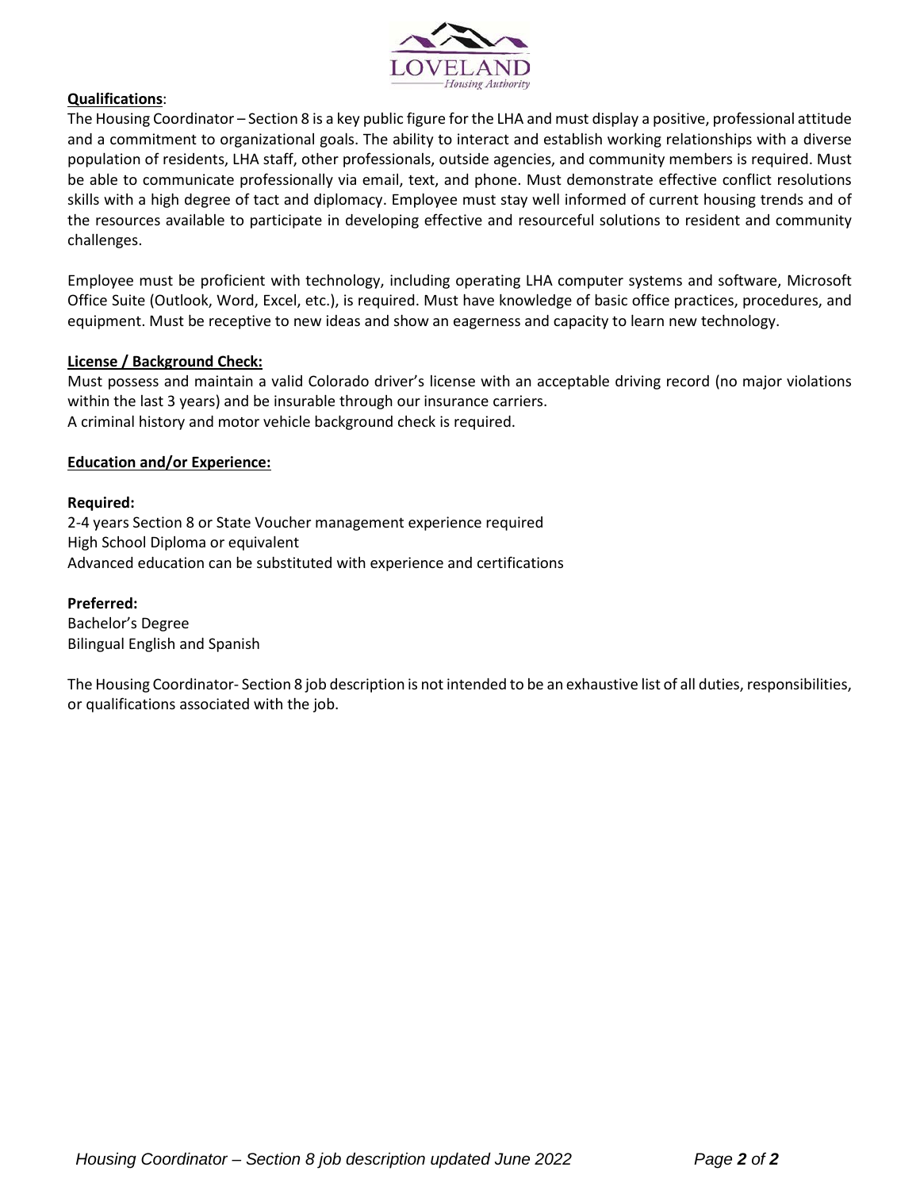**Qualifications**:

The Housing Coordinator – Section 8 is a key public figure for the LHA and must display a positive, professional attitude and a commitment to organizational goals. The ability to interact and establish working relationships with a diverse population of residents, LHA staff, other professionals, outside agencies, and community members is required. Must be able to communicate professionally via email, text, and phone. Must demonstrate effective conflict resolutions skills with a high degree of tact and diplomacy. Employee must stay well informed of current housing trends and of the resources available to participate in developing effective and resourceful solutions to resident and community challenges.

Employee must be proficient with technology, including operating LHA computer systems and software, Microsoft Office Suite (Outlook, Word, Excel, etc.), is required. Must have knowledge of basic office practices, procedures, and equipment. Must be receptive to new ideas and show an eagerness and capacity to learn new technology.

**License / Background Check:**

Must possess and maintain a valid Colorado driver's license with an acceptable driving record (no major violations within the last 3 years) and be insurable through our insurance carriers.
A criminal history and motor vehicle background check is required.

**Education and/or Experience:**

**Required:**

2-4 years Section 8 or State Voucher management experience required
High School Diploma or equivalent
Advanced education can be substituted with experience and certifications

**Preferred:**

Bachelor's Degree
Bilingual English and Spanish

The Housing Coordinator- Section 8 job description is not intended to be an exhaustive list of all duties, responsibilities, or qualifications associated with the job.